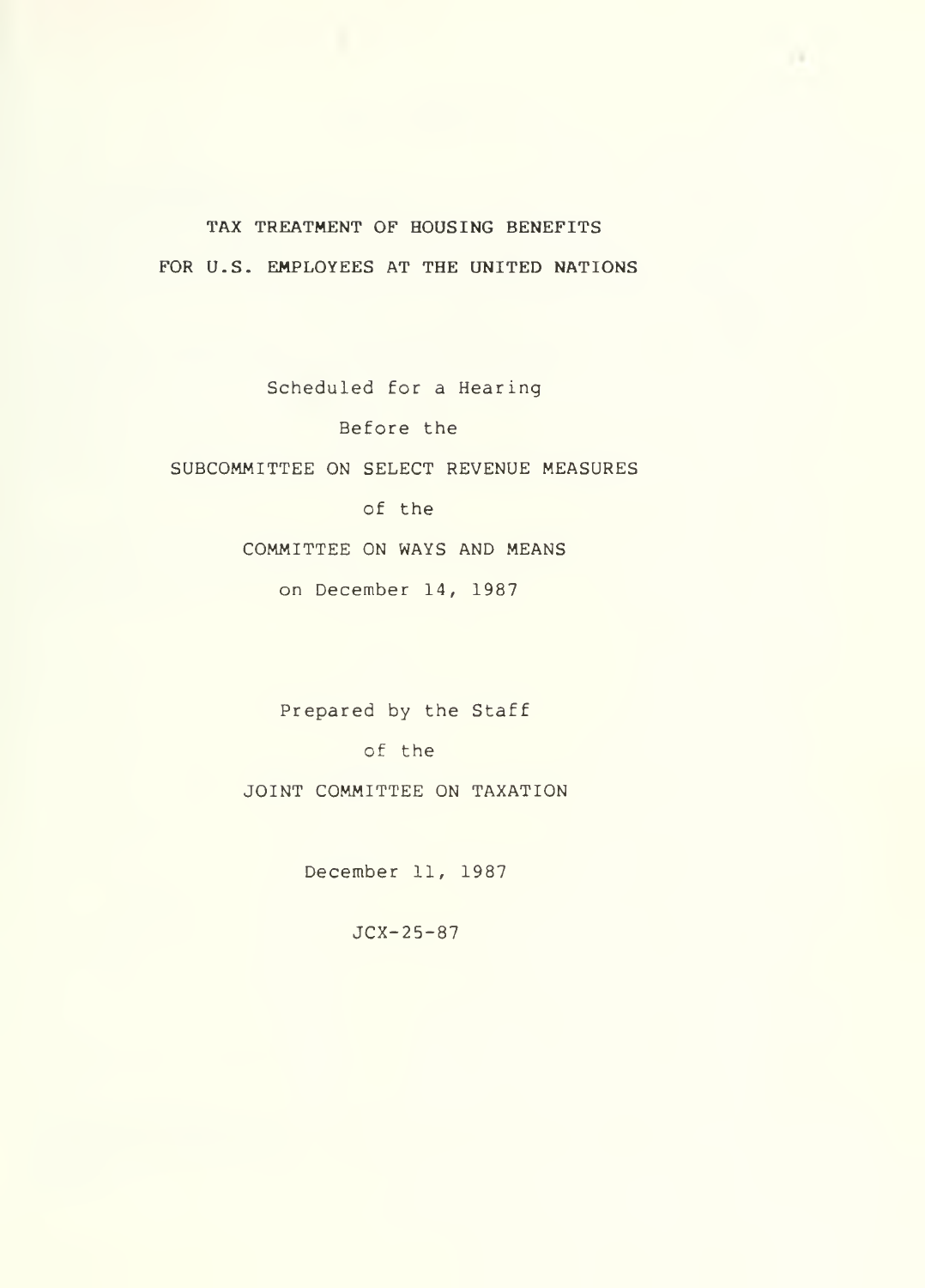# TAX TREATMENT OF HOUSING BENEFITS FOR U.S. EMPLOYEES AT THE UNITED NATIONS

Scheduled for a Hearing

Before the

SUBCOMMITTEE ON SELECT REVENUE MEASURES

of the

COMMITTEE ON WAYS AND MEANS

on December 14, 1987

Prepared by the Staff

of the

JOINT COMMITTEE ON TAXATION

December 11, 1987

JCX-25-87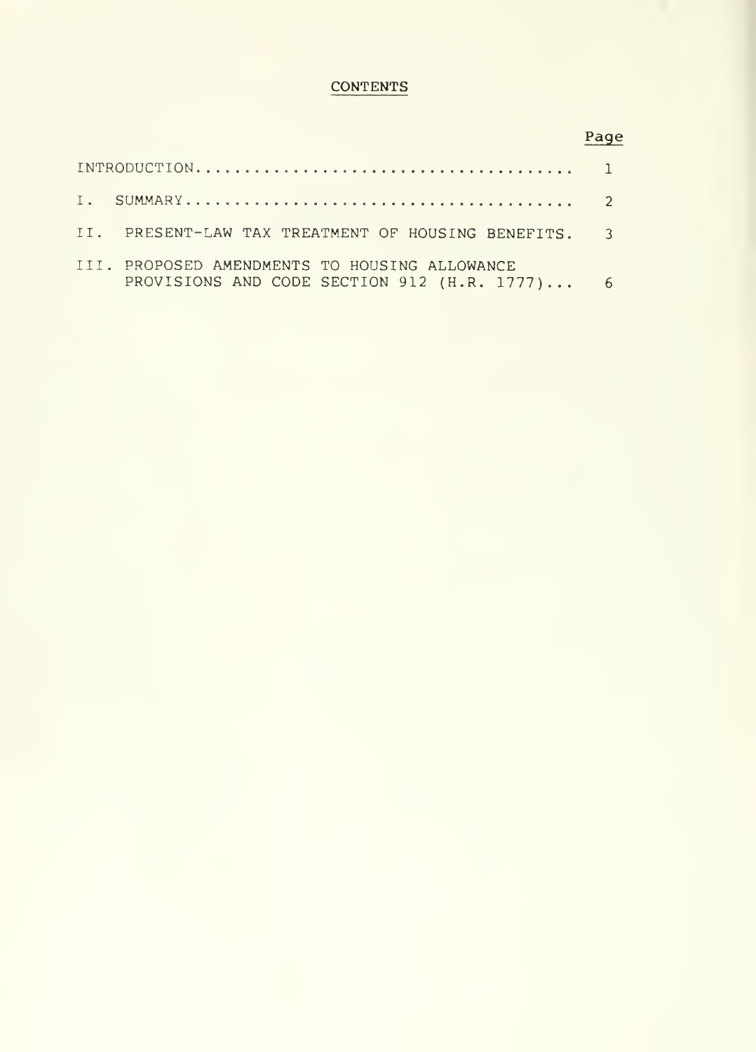# CONTENTS

| | Page |
|---|---|
| INTRODUCTION | 1 |
| I. SUMMARY | 2 |
| II. PRESENT-LAW TAX TREATMENT OF HOUSING BENEFITS | 3 |
| III. PROPOSED AMENDMENTS TO HOUSING ALLOWANCE PROVISIONS AND CODE SECTION 912 (H.R. 1777) | 6 |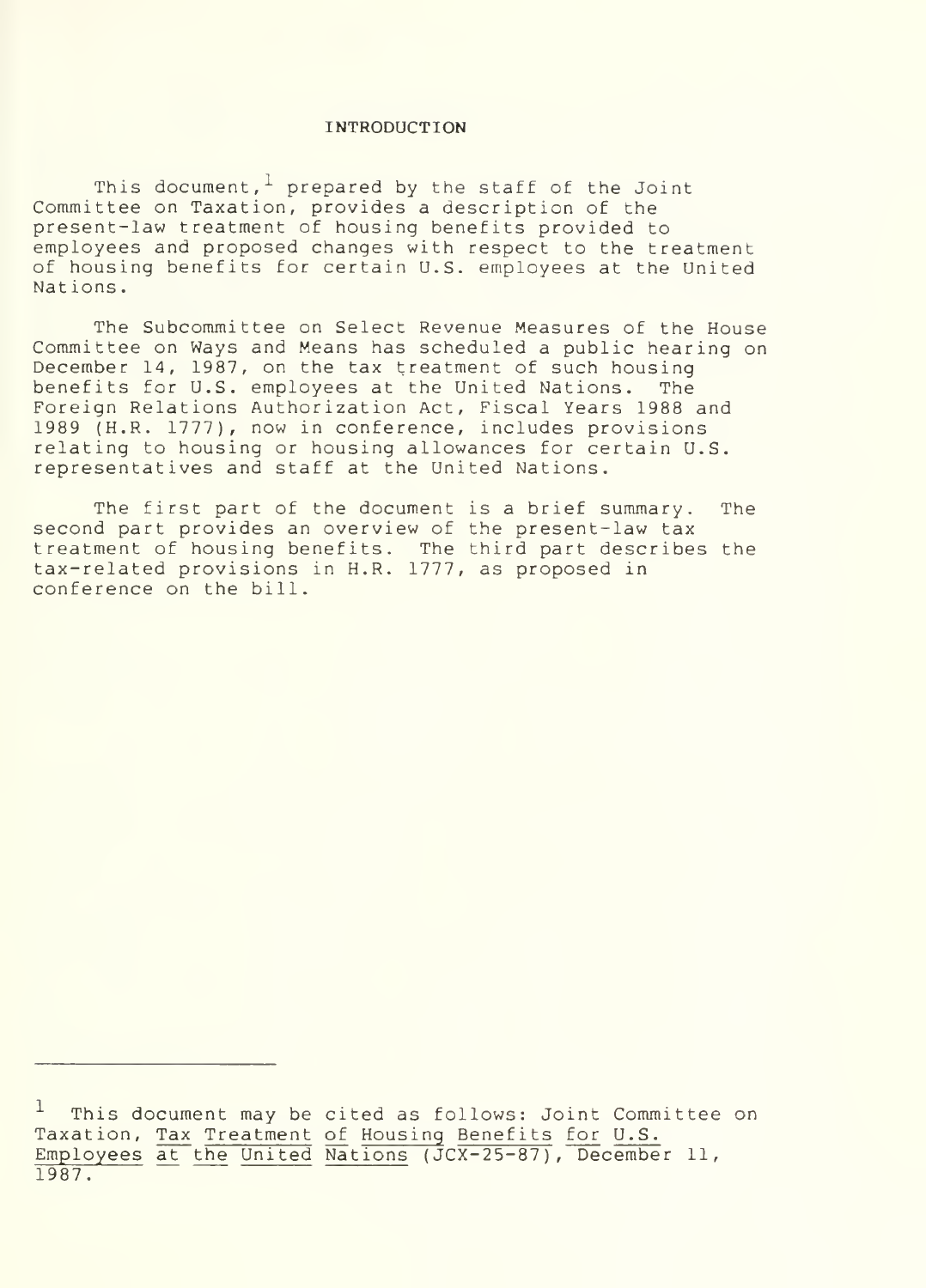# INTRODUCTION

This document,[1] prepared by the staff of the Joint Committee on Taxation, provides a description of the present-law treatment of housing benefits provided to employees and proposed changes with respect to the treatment of housing benefits for certain U.S. employees at the United Nations.

The Subcommittee on Select Revenue Measures of the House Committee on Ways and Means has scheduled a public hearing on December 14, 1987, on the tax treatment of such housing benefits for U.S. employees at the United Nations. The Foreign Relations Authorization Act, Fiscal Years 1988 and 1989 (H.R. 1777), now in conference, includes provisions relating to housing or housing allowances for certain U.S. representatives and staff at the United Nations.

The first part of the document is a brief summary. The second part provides an overview of the present-law tax treatment of housing benefits. The third part describes the tax-related provisions in H.R. 1777, as proposed in conference on the bill.

---

[1] This document may be cited as follows: Joint Committee on Taxation, Tax Treatment of Housing Benefits for U.S. Employees at the United Nations (JCX-25-87), December 11, 1987.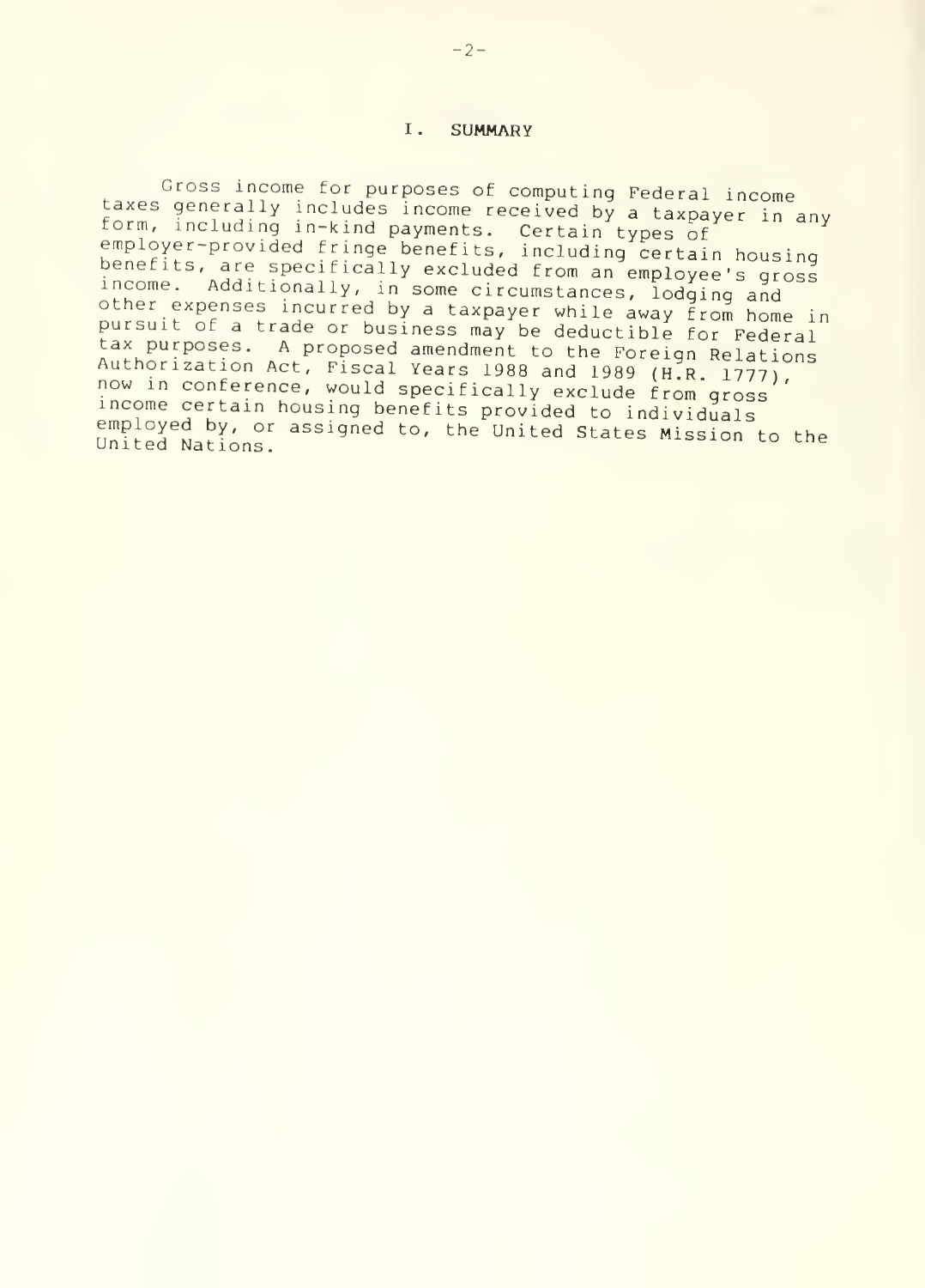## I. SUMMARY

Gross income for purposes of computing Federal income taxes generally includes income received by a taxpayer in any form, including in-kind payments. Certain types of employer-provided fringe benefits, including certain housing benefits, are specifically excluded from an employee's gross income. Additionally, in some circumstances, lodging and other expenses incurred by a taxpayer while away from home in pursuit of a trade or business may be deductible for Federal tax purposes. A proposed amendment to the Foreign Relations Authorization Act, Fiscal Years 1988 and 1989 (H.R. 1777), now in conference, would specifically exclude from gross income certain housing benefits provided to individuals employed by, or assigned to, the United States Mission to the United Nations.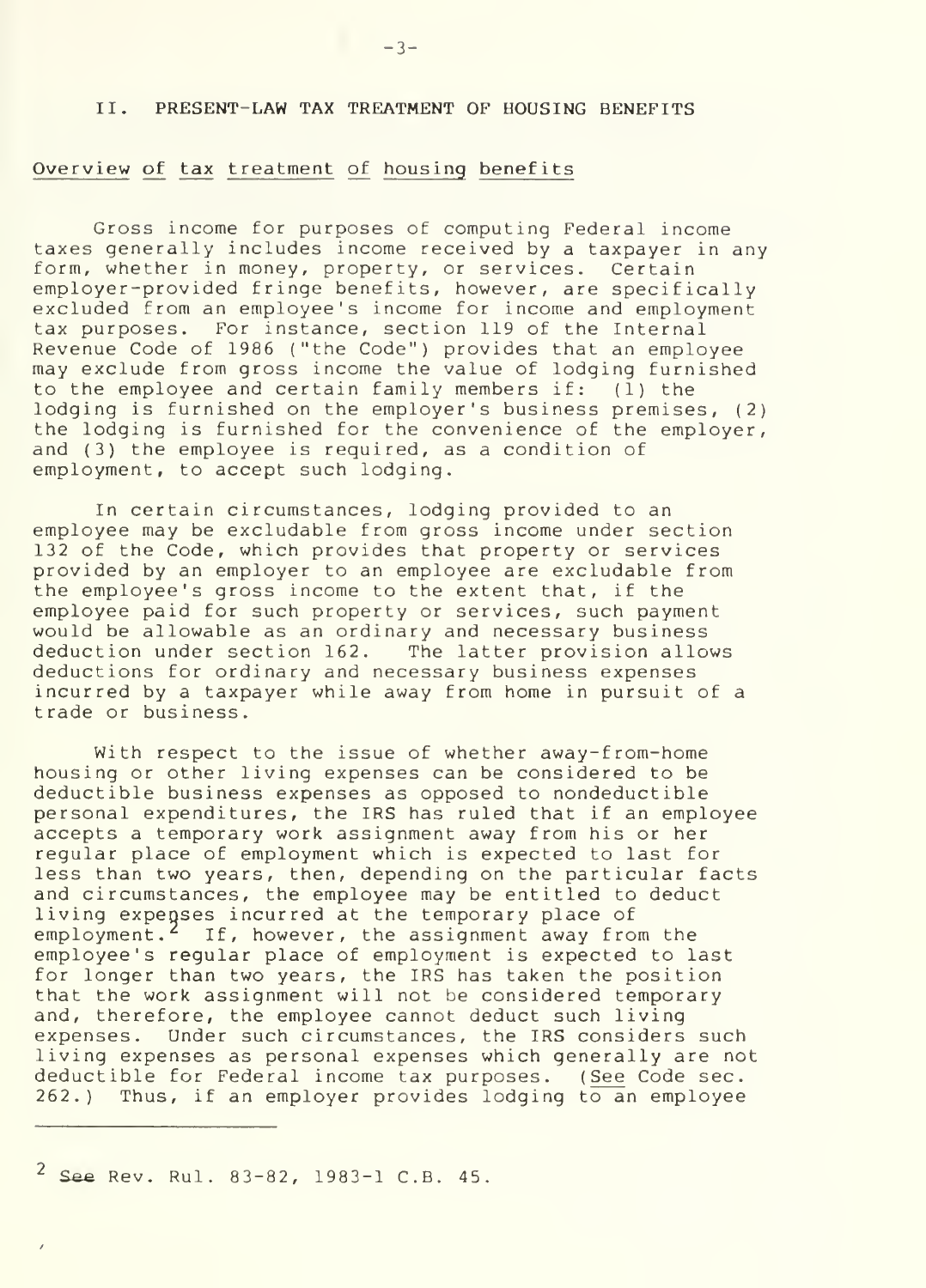## II. PRESENT-LAW TAX TREATMENT OF HOUSING BENEFITS

### Overview of tax treatment of housing benefits

Gross income for purposes of computing Federal income taxes generally includes income received by a taxpayer in any form, whether in money, property, or services. Certain employer-provided fringe benefits, however, are specifically excluded from an employee's income for income and employment tax purposes. For instance, section 119 of the Internal Revenue Code of 1986 ("the Code") provides that an employee may exclude from gross income the value of lodging furnished to the employee and certain family members if: (1) the lodging is furnished on the employer's business premises, (2) the lodging is furnished for the convenience of the employer, and (3) the employee is required, as a condition of employment, to accept such lodging.

In certain circumstances, lodging provided to an employee may be excludable from gross income under section 132 of the Code, which provides that property or services provided by an employer to an employee are excludable from the employee's gross income to the extent that, if the employee paid for such property or services, such payment would be allowable as an ordinary and necessary business deduction under section 162. The latter provision allows deductions for ordinary and necessary business expenses incurred by a taxpayer while away from home in pursuit of a trade or business.

With respect to the issue of whether away-from-home housing or other living expenses can be considered to be deductible business expenses as opposed to nondeductible personal expenditures, the IRS has ruled that if an employee accepts a temporary work assignment away from his or her regular place of employment which is expected to last for less than two years, then, depending on the particular facts and circumstances, the employee may be entitled to deduct living expenses incurred at the temporary place of employment.[2] If, however, the assignment away from the employee's regular place of employment is expected to last for longer than two years, the IRS has taken the position that the work assignment will not be considered temporary and, therefore, the employee cannot deduct such living expenses. Under such circumstances, the IRS considers such living expenses as personal expenses which generally are not deductible for Federal income tax purposes. (See Code sec. 262.) Thus, if an employer provides lodging to an employee

---

[2] See Rev. Rul. 83-82, 1983-1 C.B. 45.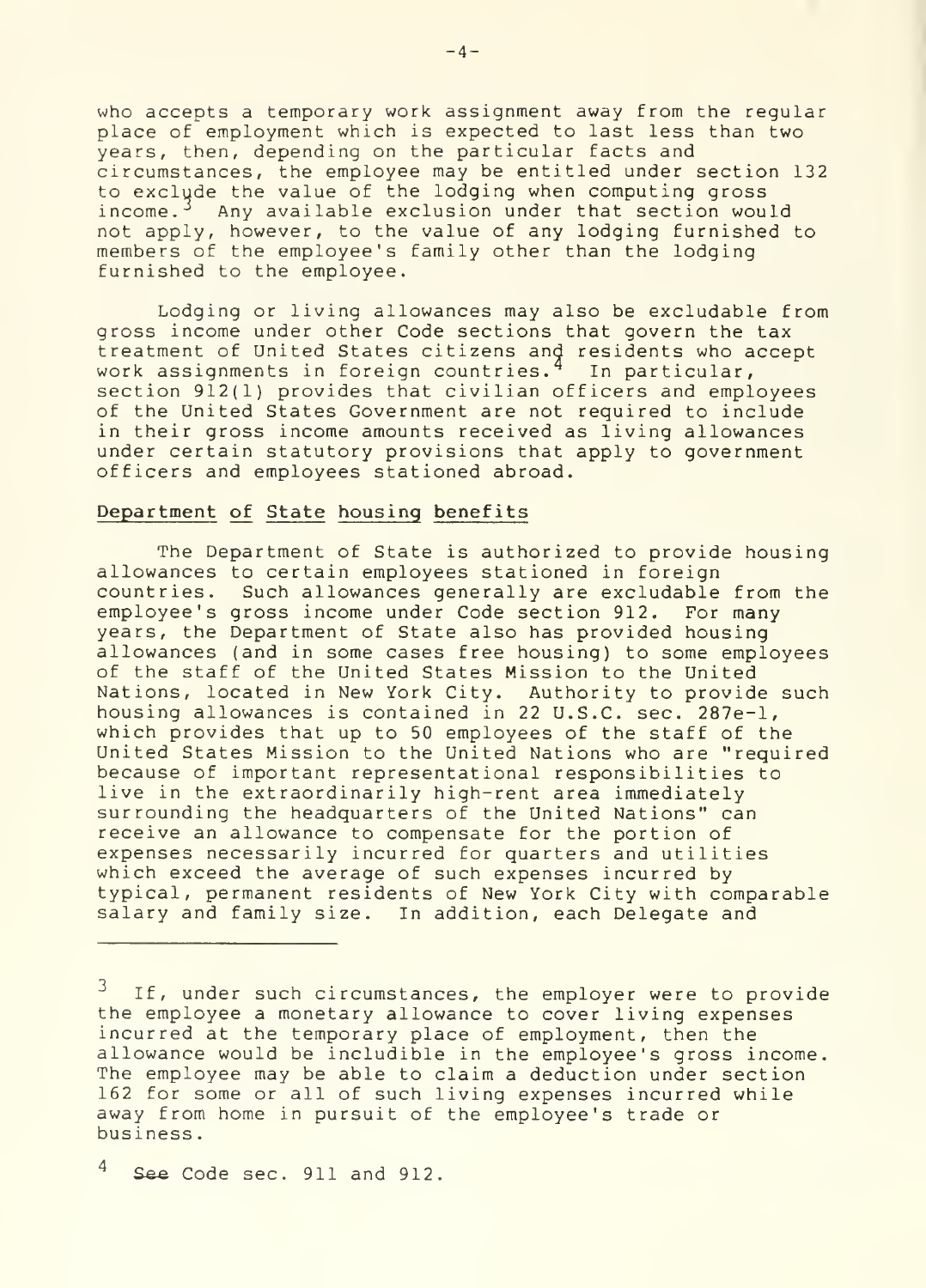who accepts a temporary work assignment away from the regular place of employment which is expected to last less than two years, then, depending on the particular facts and circumstances, the employee may be entitled under section 132 to exclude the value of the lodging when computing gross income.[3] Any available exclusion under that section would not apply, however, to the value of any lodging furnished to members of the employee's family other than the lodging furnished to the employee.

Lodging or living allowances may also be excludable from gross income under other Code sections that govern the tax treatment of United States citizens and residents who accept work assignments in foreign countries.[4] In particular, section 912(1) provides that civilian officers and employees of the United States Government are not required to include in their gross income amounts received as living allowances under certain statutory provisions that apply to government officers and employees stationed abroad.

### Department of State housing benefits

The Department of State is authorized to provide housing allowances to certain employees stationed in foreign countries. Such allowances generally are excludable from the employee's gross income under Code section 912. For many years, the Department of State also has provided housing allowances (and in some cases free housing) to some employees of the staff of the United States Mission to the United Nations, located in New York City. Authority to provide such housing allowances is contained in 22 U.S.C. sec. 287e-1, which provides that up to 50 employees of the staff of the United States Mission to the United Nations who are "required because of important representational responsibilities to live in the extraordinarily high-rent area immediately surrounding the headquarters of the United Nations" can receive an allowance to compensate for the portion of expenses necessarily incurred for quarters and utilities which exceed the average of such expenses incurred by typical, permanent residents of New York City with comparable salary and family size. In addition, each Delegate and

---

[3] If, under such circumstances, the employer were to provide the employee a monetary allowance to cover living expenses incurred at the temporary place of employment, then the allowance would be includible in the employee's gross income. The employee may be able to claim a deduction under section 162 for some or all of such living expenses incurred while away from home in pursuit of the employee's trade or business.

[4] *See* Code sec. 911 and 912.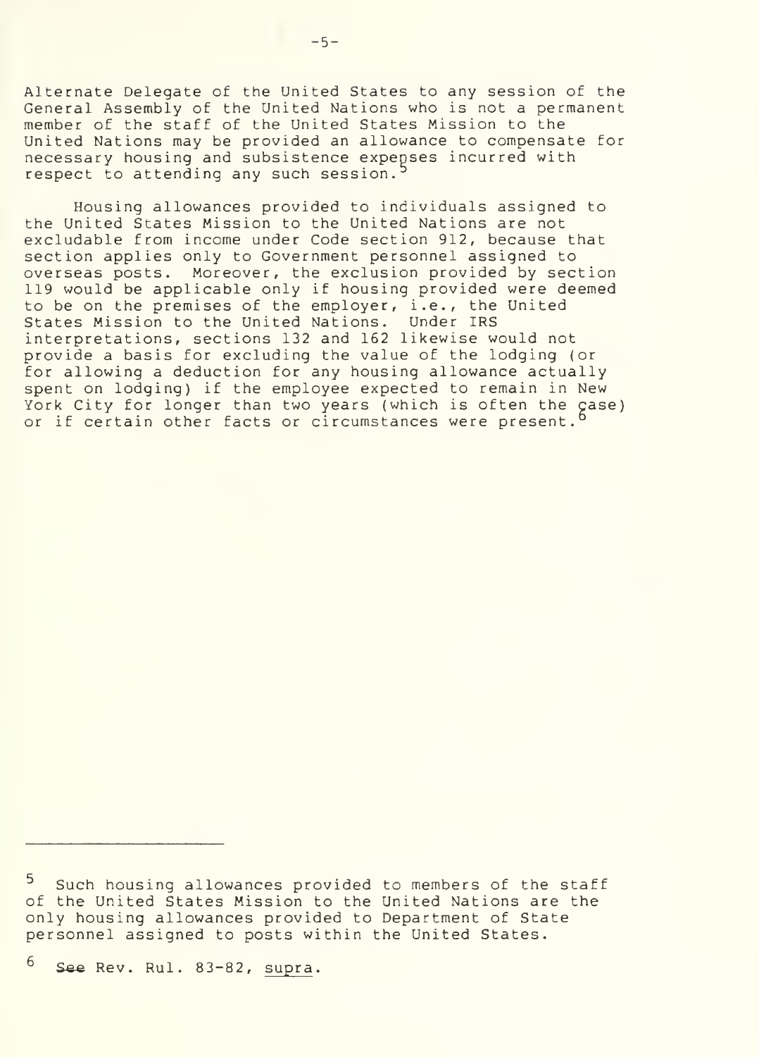Alternate Delegate of the United States to any session of the General Assembly of the United Nations who is not a permanent member of the staff of the United States Mission to the United Nations may be provided an allowance to compensate for necessary housing and subsistence expenses incurred with respect to attending any such session.[5]

Housing allowances provided to individuals assigned to the United States Mission to the United Nations are not excludable from income under Code section 912, because that section applies only to Government personnel assigned to overseas posts. Moreover, the exclusion provided by section 119 would be applicable only if housing provided were deemed to be on the premises of the employer, i.e., the United States Mission to the United Nations. Under IRS interpretations, sections 132 and 162 likewise would not provide a basis for excluding the value of the lodging (or for allowing a deduction for any housing allowance actually spent on lodging) if the employee expected to remain in New York City for longer than two years (which is often the case) or if certain other facts or circumstances were present.[6]

---

[5] Such housing allowances provided to members of the staff of the United States Mission to the United Nations are the only housing allowances provided to Department of State personnel assigned to posts within the United States.

[6] See Rev. Rul. 83-82, supra.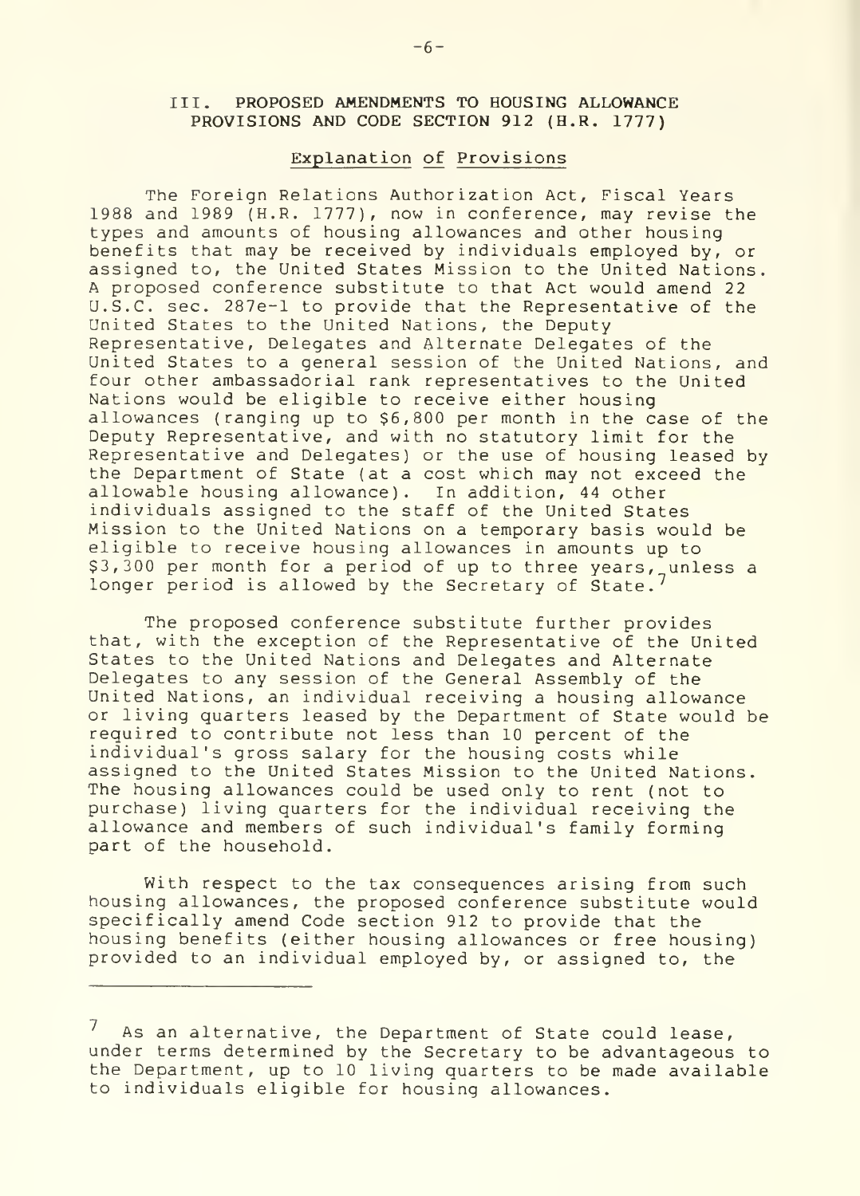## III. PROPOSED AMENDMENTS TO HOUSING ALLOWANCE PROVISIONS AND CODE SECTION 912 (H.R. 1777)

### Explanation of Provisions

The Foreign Relations Authorization Act, Fiscal Years 1988 and 1989 (H.R. 1777), now in conference, may revise the types and amounts of housing allowances and other housing benefits that may be received by individuals employed by, or assigned to, the United States Mission to the United Nations. A proposed conference substitute to that Act would amend 22 U.S.C. sec. 287e-1 to provide that the Representative of the United States to the United Nations, the Deputy Representative, Delegates and Alternate Delegates of the United States to a general session of the United Nations, and four other ambassadorial rank representatives to the United Nations would be eligible to receive either housing allowances (ranging up to $6,800 per month in the case of the Deputy Representative, and with no statutory limit for the Representative and Delegates) or the use of housing leased by the Department of State (at a cost which may not exceed the allowable housing allowance). In addition, 44 other individuals assigned to the staff of the United States Mission to the United Nations on a temporary basis would be eligible to receive housing allowances in amounts up to $3,300 per month for a period of up to three years, unless a longer period is allowed by the Secretary of State.[7]

The proposed conference substitute further provides that, with the exception of the Representative of the United States to the United Nations and Delegates and Alternate Delegates to any session of the General Assembly of the United Nations, an individual receiving a housing allowance or living quarters leased by the Department of State would be required to contribute not less than 10 percent of the individual's gross salary for the housing costs while assigned to the United States Mission to the United Nations. The housing allowances could be used only to rent (not to purchase) living quarters for the individual receiving the allowance and members of such individual's family forming part of the household.

With respect to the tax consequences arising from such housing allowances, the proposed conference substitute would specifically amend Code section 912 to provide that the housing benefits (either housing allowances or free housing) provided to an individual employed by, or assigned to, the

---

[7] As an alternative, the Department of State could lease, under terms determined by the Secretary to be advantageous to the Department, up to 10 living quarters to be made available to individuals eligible for housing allowances.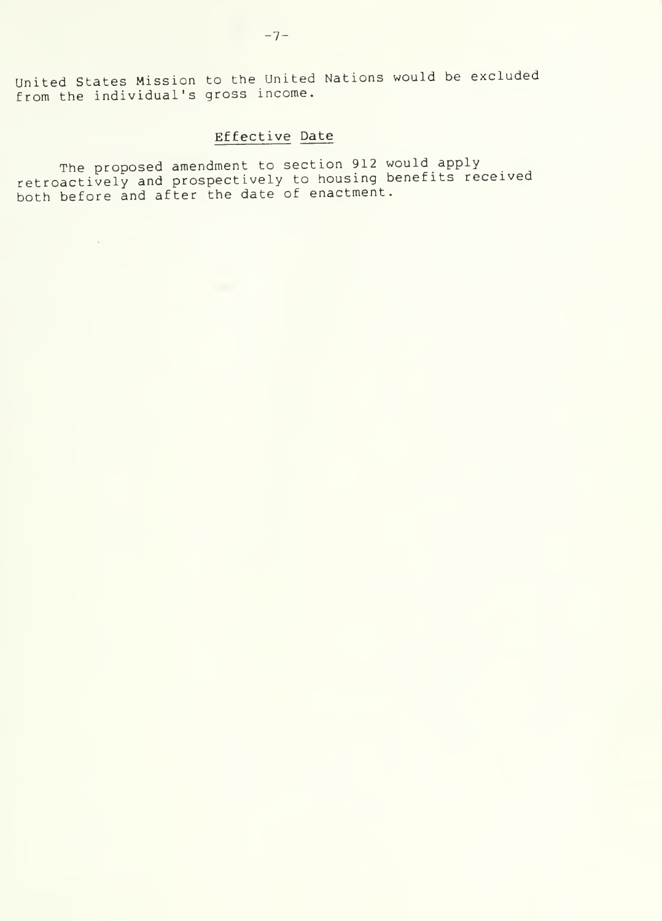United States Mission to the United Nations would be excluded from the individual's gross income.

## Effective Date

The proposed amendment to section 912 would apply retroactively and prospectively to housing benefits received both before and after the date of enactment.